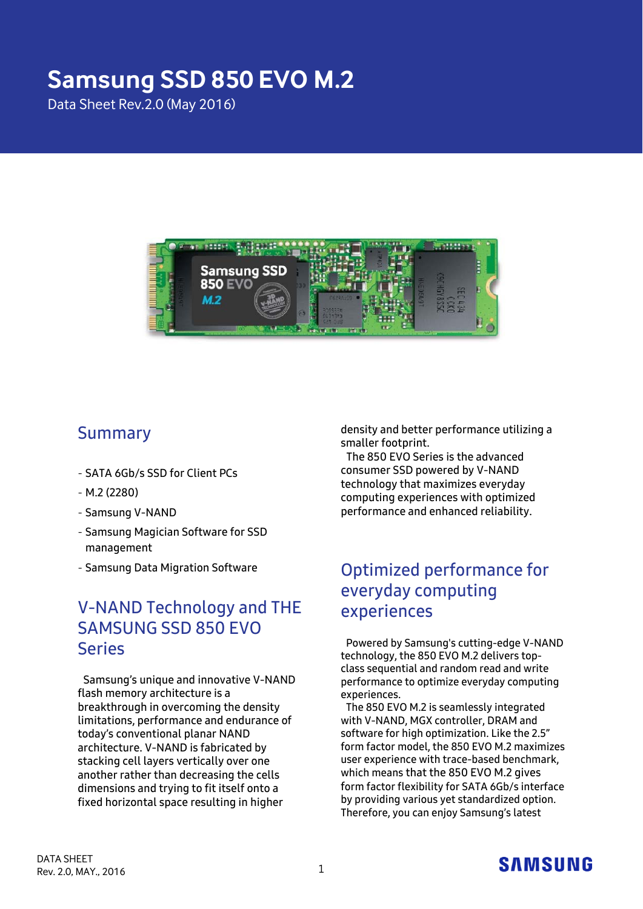# Samsung SSD 850 EVO M.2

Data Sheet Rev.2.0 (May 2016)

## Summary

- SATA 6Gb/s SSD for Client PCs
- M.2 (2280)
- Samsung V-NAND
- Samsung Magician Software for SSD management
- Samsung Data Migration Software

## V-NAND Technology and THE SAMSUNG SSD 850 EVO Series

Samsung's unique and innovative V-NAND flash memory architecture is a breakthrough in overcoming the density limitations, performance and endurance of today's conventional planar NAND architecture. V-NAND is fabricated by stacking cell layers vertically over one another rather than decreasing the cells dimensions and trying to fit itself onto a fixed horizontal space resulting in higher density and better performance utilizing a smaller footprint.

The 850 EVO Series is the advanced consumer SSD powered by V-NAND technology that maximizes everyday computing experiences with optimized performance and enhanced reliability.

## Optimized performance for everyday computing experiences

Powered by Samsung's cutting-edge V-NAND technology, the 850 EVO M.2 delivers top-class sequential and random read and write performance to optimize everyday computing experiences.

The 850 EVO M.2 is seamlessly integrated with V-NAND, MGX controller, DRAM and software for high optimization. Like the 2.5" form factor model, the 850 EVO M.2 maximizes user experience with trace-based benchmark, which means that the 850 EVO M.2 gives form factor flexibility for SATA 6Gb/s interface by providing various yet standardized option. Therefore, you can enjoy Samsung's latest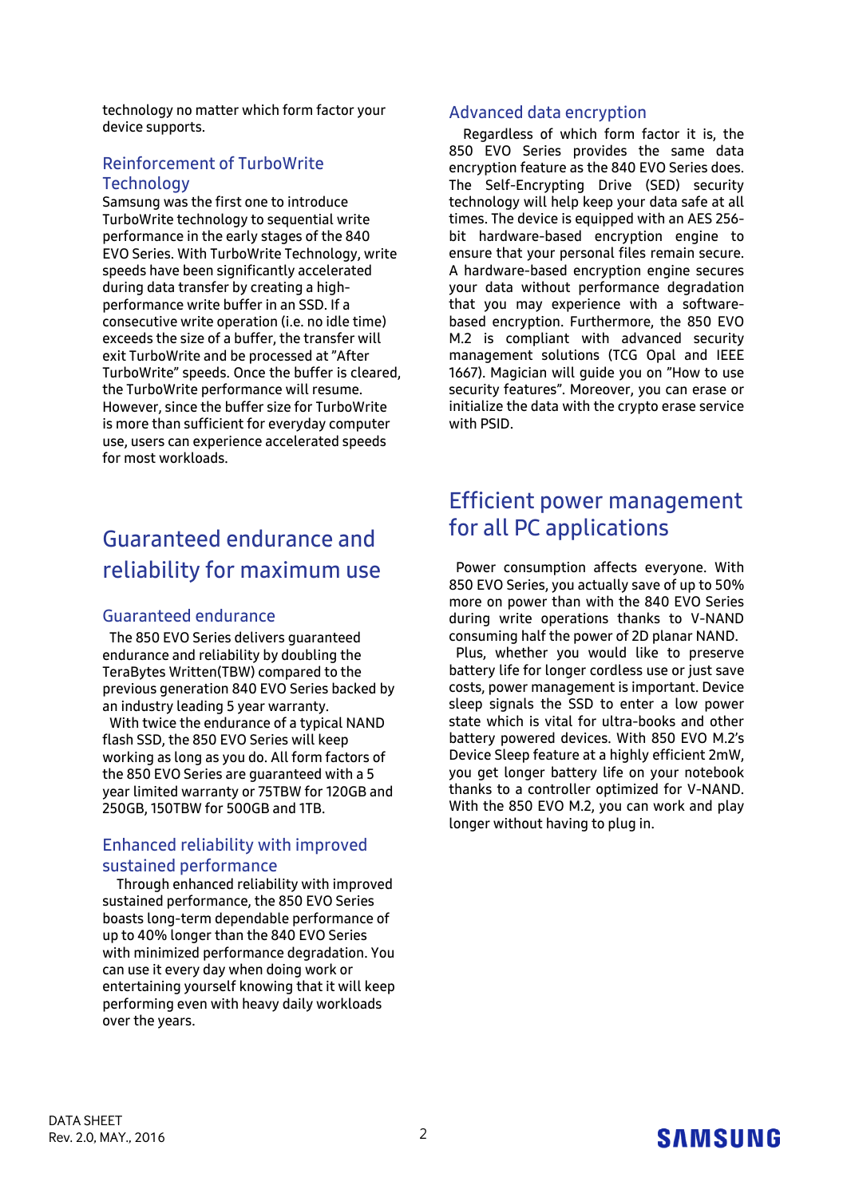technology no matter which form factor your device supports.

### Reinforcement of TurboWrite Technology

Samsung was the first one to introduce TurboWrite technology to sequential write performance in the early stages of the 840 EVO Series. With TurboWrite Technology, write speeds have been significantly accelerated during data transfer by creating a high-performance write buffer in an SSD. If a consecutive write operation (i.e. no idle time) exceeds the size of a buffer, the transfer will exit TurboWrite and be processed at "After TurboWrite" speeds. Once the buffer is cleared, the TurboWrite performance will resume. However, since the buffer size for TurboWrite is more than sufficient for everyday computer use, users can experience accelerated speeds for most workloads.

## Guaranteed endurance and reliability for maximum use

### Guaranteed endurance

The 850 EVO Series delivers guaranteed endurance and reliability by doubling the TeraBytes Written(TBW) compared to the previous generation 840 EVO Series backed by an industry leading 5 year warranty.

With twice the endurance of a typical NAND flash SSD, the 850 EVO Series will keep working as long as you do. All form factors of the 850 EVO Series are guaranteed with a 5 year limited warranty or 75TBW for 120GB and 250GB, 150TBW for 500GB and 1TB.

### Enhanced reliability with improved sustained performance

Through enhanced reliability with improved sustained performance, the 850 EVO Series boasts long-term dependable performance of up to 40% longer than the 840 EVO Series with minimized performance degradation. You can use it every day when doing work or entertaining yourself knowing that it will keep performing even with heavy daily workloads over the years.

### Advanced data encryption

Regardless of which form factor it is, the 850 EVO Series provides the same data encryption feature as the 840 EVO Series does. The Self-Encrypting Drive (SED) security technology will help keep your data safe at all times. The device is equipped with an AES 256-bit hardware-based encryption engine to ensure that your personal files remain secure. A hardware-based encryption engine secures your data without performance degradation that you may experience with a software-based encryption. Furthermore, the 850 EVO M.2 is compliant with advanced security management solutions (TCG Opal and IEEE 1667). Magician will guide you on "How to use security features". Moreover, you can erase or initialize the data with the crypto erase service with PSID.

## Efficient power management for all PC applications

Power consumption affects everyone. With 850 EVO Series, you actually save of up to 50% more on power than with the 840 EVO Series during write operations thanks to V-NAND consuming half the power of 2D planar NAND.

Plus, whether you would like to preserve battery life for longer cordless use or just save costs, power management is important. Device sleep signals the SSD to enter a low power state which is vital for ultra-books and other battery powered devices. With 850 EVO M.2's Device Sleep feature at a highly efficient 2mW, you get longer battery life on your notebook thanks to a controller optimized for V-NAND. With the 850 EVO M.2, you can work and play longer without having to plug in.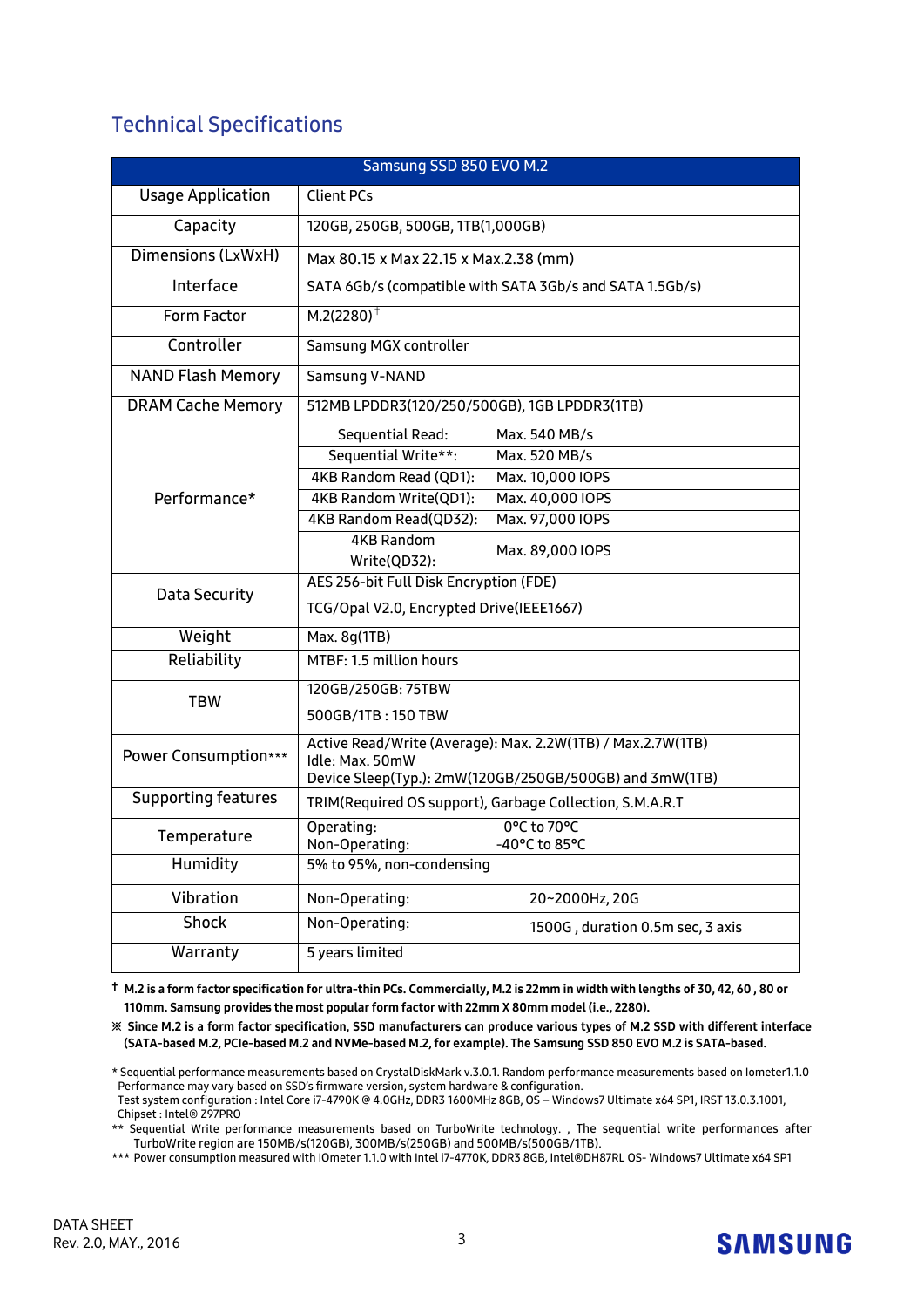## Technical Specifications

| Samsung SSD 850 EVO M.2 | | |
|---|---|---|
| Usage Application | Client PCs | |
| Capacity | 120GB, 250GB, 500GB, 1TB(1,000GB) | |
| Dimensions (LxWxH) | Max 80.15 x Max 22.15 x Max.2.38 (mm) | |
| Interface | SATA 6Gb/s (compatible with SATA 3Gb/s and SATA 1.5Gb/s) | |
| Form Factor | M.2(2280) † | |
| Controller | Samsung MGX controller | |
| NAND Flash Memory | Samsung V-NAND | |
| DRAM Cache Memory | 512MB LPDDR3(120/250/500GB), 1GB LPDDR3(1TB) | |
| Performance* | Sequential Read: | Max. 540 MB/s |
| | Sequential Write**: | Max. 520 MB/s |
| | 4KB Random Read (QD1): | Max. 10,000 IOPS |
| | 4KB Random Write(QD1): | Max. 40,000 IOPS |
| | 4KB Random Read(QD32): | Max. 97,000 IOPS |
| | 4KB Random Write(QD32): | Max. 89,000 IOPS |
| Data Security | AES 256-bit Full Disk Encryption (FDE)<br>TCG/Opal V2.0, Encrypted Drive(IEEE1667) | |
| Weight | Max. 8g(1TB) | |
| Reliability | MTBF: 1.5 million hours | |
| TBW | 120GB/250GB: 75TBW<br>500GB/1TB : 150 TBW | |
| Power Consumption*** | Active Read/Write (Average): Max. 2.2W(1TB) / Max.2.7W(1TB)<br>Idle: Max. 50mW<br>Device Sleep(Typ.): 2mW(120GB/250GB/500GB) and 3mW(1TB) | |
| Supporting features | TRIM(Required OS support), Garbage Collection, S.M.A.R.T | |
| Temperature | Operating:<br>Non-Operating: | 0°C to 70°C<br>-40°C to 85°C |
| Humidity | 5% to 95%, non-condensing | |
| Vibration | Non-Operating: | 20~2000Hz, 20G |
| Shock | Non-Operating: | 1500G , duration 0.5m sec, 3 axis |
| Warranty | 5 years limited | |

**† M.2 is a form factor specification for ultra-thin PCs. Commercially, M.2 is 22mm in width with lengths of 30, 42, 60 , 80 or 110mm. Samsung provides the most popular form factor with 22mm X 80mm model (i.e., 2280).**

**※ Since M.2 is a form factor specification, SSD manufacturers can produce various types of M.2 SSD with different interface (SATA-based M.2, PCIe-based M.2 and NVMe-based M.2, for example). The Samsung SSD 850 EVO M.2 is SATA-based.**

\* Sequential performance measurements based on CrystalDiskMark v.3.0.1. Random performance measurements based on Iometer1.1.0
Performance may vary based on SSD's firmware version, system hardware & configuration.
Test system configuration : Intel Core i7-4790K @ 4.0GHz, DDR3 1600MHz 8GB, OS – Windows7 Ultimate x64 SP1, IRST 13.0.3.1001, Chipset : Intel® Z97PRO

\** Sequential Write performance measurements based on TurboWrite technology. , The sequential write performances after TurboWrite region are 150MB/s(120GB), 300MB/s(250GB) and 500MB/s(500GB/1TB).

\*** Power consumption measured with IOmeter 1.1.0 with Intel i7-4770K, DDR3 8GB, Intel®DH87RL OS- Windows7 Ultimate x64 SP1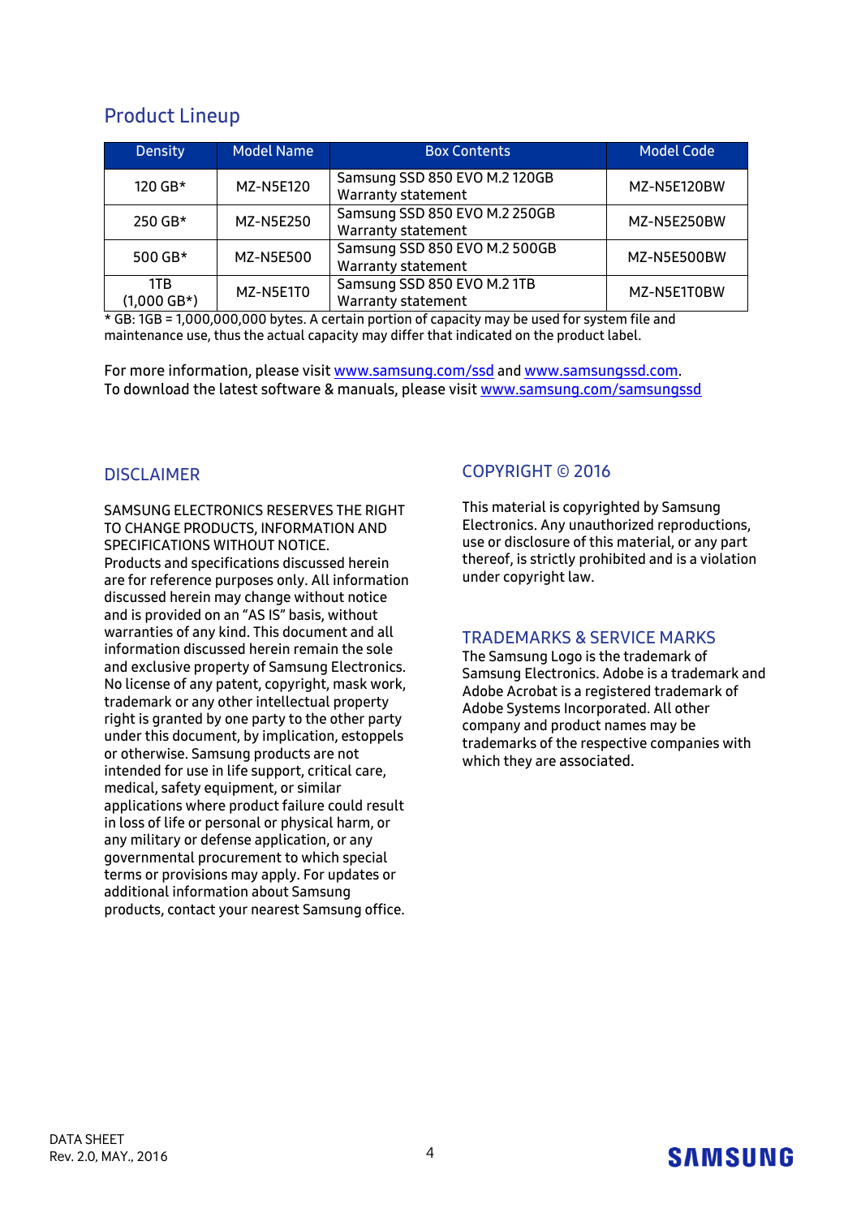## Product Lineup

| Density | Model Name | Box Contents | Model Code |
|---|---|---|---|
| 120 GB* | MZ-N5E120 | Samsung SSD 850 EVO M.2 120GB<br>Warranty statement | MZ-N5E120BW |
| 250 GB* | MZ-N5E250 | Samsung SSD 850 EVO M.2 250GB<br>Warranty statement | MZ-N5E250BW |
| 500 GB* | MZ-N5E500 | Samsung SSD 850 EVO M.2 500GB<br>Warranty statement | MZ-N5E500BW |
| 1TB<br>(1,000 GB*) | MZ-N5E1T0 | Samsung SSD 850 EVO M.2 1TB<br>Warranty statement | MZ-N5E1T0BW |

* GB: 1GB = 1,000,000,000 bytes. A certain portion of capacity may be used for system file and maintenance use, thus the actual capacity may differ that indicated on the product label.

For more information, please visit www.samsung.com/ssd and www.samsungssd.com.
To download the latest software & manuals, please visit www.samsung.com/samsungssd

## DISCLAIMER

SAMSUNG ELECTRONICS RESERVES THE RIGHT TO CHANGE PRODUCTS, INFORMATION AND SPECIFICATIONS WITHOUT NOTICE.
Products and specifications discussed herein are for reference purposes only. All information discussed herein may change without notice and is provided on an "AS IS" basis, without warranties of any kind. This document and all information discussed herein remain the sole and exclusive property of Samsung Electronics. No license of any patent, copyright, mask work, trademark or any other intellectual property right is granted by one party to the other party under this document, by implication, estoppels or otherwise. Samsung products are not intended for use in life support, critical care, medical, safety equipment, or similar applications where product failure could result in loss of life or personal or physical harm, or any military or defense application, or any governmental procurement to which special terms or provisions may apply. For updates or additional information about Samsung products, contact your nearest Samsung office.

## COPYRIGHT © 2016

This material is copyrighted by Samsung Electronics. Any unauthorized reproductions, use or disclosure of this material, or any part thereof, is strictly prohibited and is a violation under copyright law.

## TRADEMARKS & SERVICE MARKS

The Samsung Logo is the trademark of Samsung Electronics. Adobe is a trademark and Adobe Acrobat is a registered trademark of Adobe Systems Incorporated. All other company and product names may be trademarks of the respective companies with which they are associated.